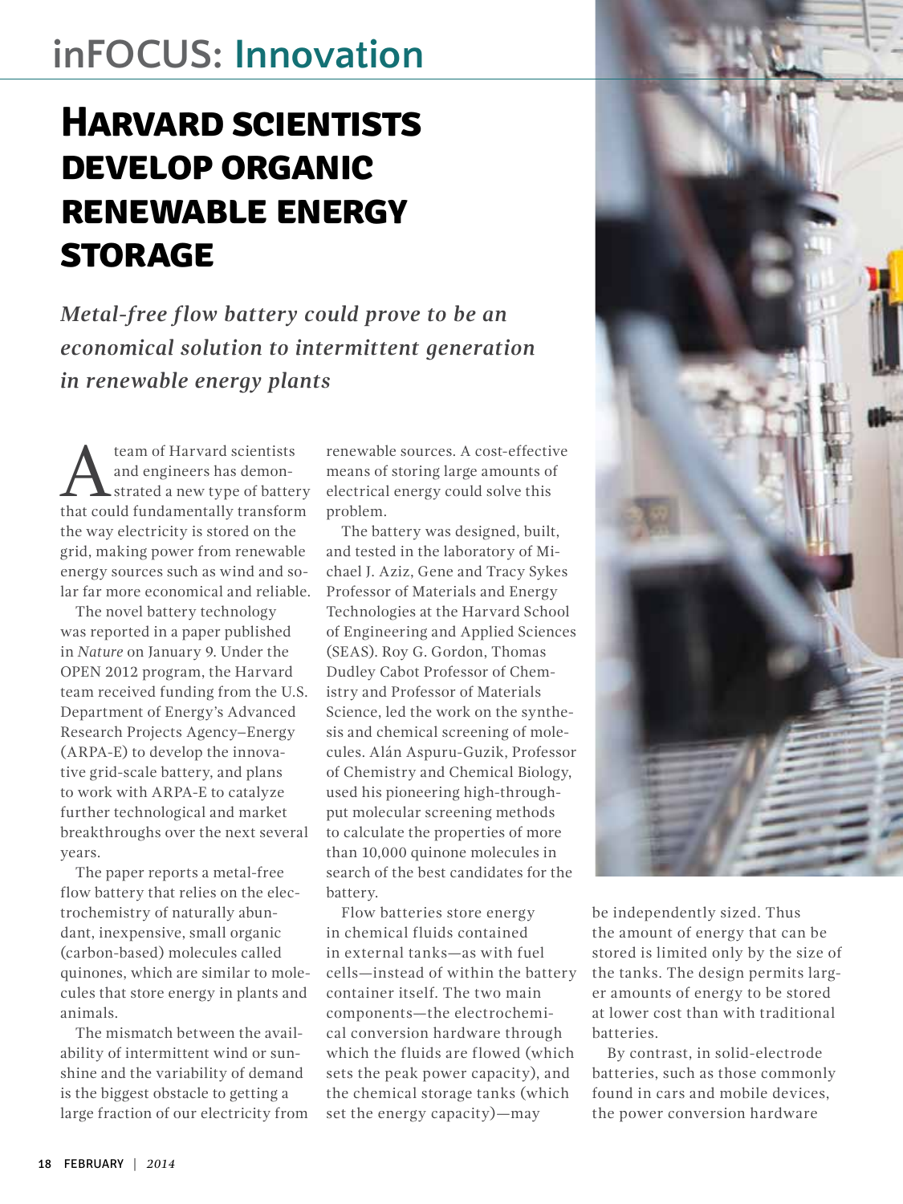# inFOCUS: Innovation

## Harvard scientists develop organic renewable energy storage

***Metal-free flow battery could prove to be an economical solution to intermittent generation in renewable energy plants***

A team of Harvard scientists and engineers has demonstrated a new type of battery that could fundamentally transform the way electricity is stored on the grid, making power from renewable energy sources such as wind and solar far more economical and reliable.

The novel battery technology was reported in a paper published in *Nature* on January 9. Under the OPEN 2012 program, the Harvard team received funding from the U.S. Department of Energy's Advanced Research Projects Agency–Energy (ARPA-E) to develop the innovative grid-scale battery, and plans to work with ARPA-E to catalyze further technological and market breakthroughs over the next several years.

The paper reports a metal-free flow battery that relies on the electrochemistry of naturally abundant, inexpensive, small organic (carbon-based) molecules called quinones, which are similar to molecules that store energy in plants and animals.

The mismatch between the availability of intermittent wind or sunshine and the variability of demand is the biggest obstacle to getting a large fraction of our electricity from renewable sources. A cost-effective means of storing large amounts of electrical energy could solve this problem.

The battery was designed, built, and tested in the laboratory of Michael J. Aziz, Gene and Tracy Sykes Professor of Materials and Energy Technologies at the Harvard School of Engineering and Applied Sciences (SEAS). Roy G. Gordon, Thomas Dudley Cabot Professor of Chemistry and Professor of Materials Science, led the work on the synthesis and chemical screening of molecules. Alán Aspuru-Guzik, Professor of Chemistry and Chemical Biology, used his pioneering high-throughput molecular screening methods to calculate the properties of more than 10,000 quinone molecules in search of the best candidates for the battery.

Flow batteries store energy in chemical fluids contained in external tanks—as with fuel cells—instead of within the battery container itself. The two main components—the electrochemical conversion hardware through which the fluids are flowed (which sets the peak power capacity), and the chemical storage tanks (which set the energy capacity)—may be independently sized. Thus the amount of energy that can be stored is limited only by the size of the tanks. The design permits larger amounts of energy to be stored at lower cost than with traditional batteries.

By contrast, in solid-electrode batteries, such as those commonly found in cars and mobile devices, the power conversion hardware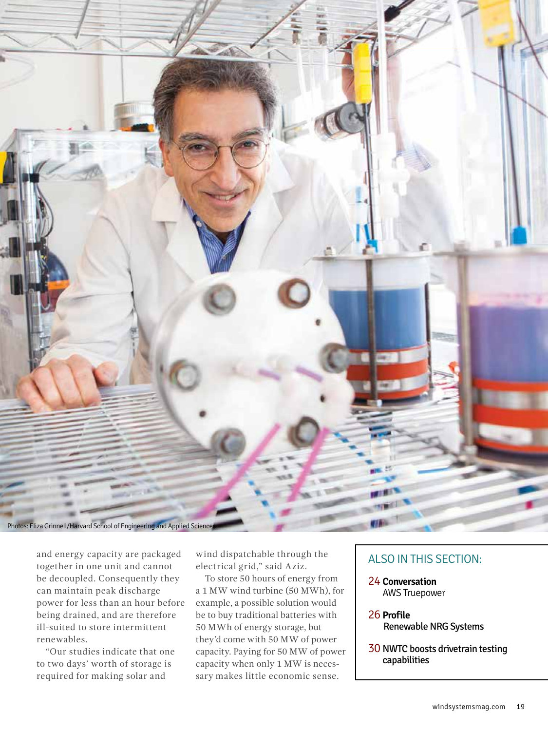Photos: Eliza Grinnell/Harvard School of Engineering and Applied Sciences

and energy capacity are packaged together in one unit and cannot be decoupled. Consequently they can maintain peak discharge power for less than an hour before being drained, and are therefore ill-suited to store intermittent renewables.

"Our studies indicate that one to two days' worth of storage is required for making solar and wind dispatchable through the electrical grid," said Aziz.

To store 50 hours of energy from a 1 MW wind turbine (50 MWh), for example, a possible solution would be to buy traditional batteries with 50 MWh of energy storage, but they'd come with 50 MW of power capacity. Paying for 50 MW of power capacity when only 1 MW is necessary makes little economic sense.

## ALSO IN THIS SECTION:

24 **Conversation**
AWS Truepower

26 **Profile**
Renewable NRG Systems

30 **NWTC boosts drivetrain testing capabilities**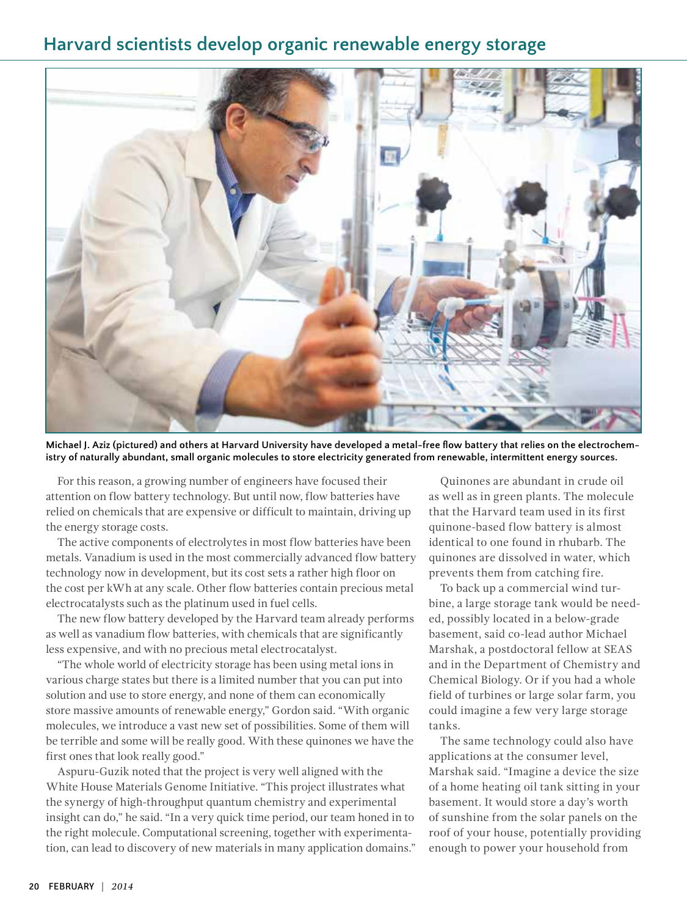## Harvard scientists develop organic renewable energy storage

**Michael J. Aziz (pictured) and others at Harvard University have developed a metal-free flow battery that relies on the electrochemistry of naturally abundant, small organic molecules to store electricity generated from renewable, intermittent energy sources.**

For this reason, a growing number of engineers have focused their attention on flow battery technology. But until now, flow batteries have relied on chemicals that are expensive or difficult to maintain, driving up the energy storage costs.

The active components of electrolytes in most flow batteries have been metals. Vanadium is used in the most commercially advanced flow battery technology now in development, but its cost sets a rather high floor on the cost per kWh at any scale. Other flow batteries contain precious metal electrocatalysts such as the platinum used in fuel cells.

The new flow battery developed by the Harvard team already performs as well as vanadium flow batteries, with chemicals that are significantly less expensive, and with no precious metal electrocatalyst.

"The whole world of electricity storage has been using metal ions in various charge states but there is a limited number that you can put into solution and use to store energy, and none of them can economically store massive amounts of renewable energy," Gordon said. "With organic molecules, we introduce a vast new set of possibilities. Some of them will be terrible and some will be really good. With these quinones we have the first ones that look really good."

Aspuru-Guzik noted that the project is very well aligned with the White House Materials Genome Initiative. "This project illustrates what the synergy of high-throughput quantum chemistry and experimental insight can do," he said. "In a very quick time period, our team honed in to the right molecule. Computational screening, together with experimentation, can lead to discovery of new materials in many application domains."

Quinones are abundant in crude oil as well as in green plants. The molecule that the Harvard team used in its first quinone-based flow battery is almost identical to one found in rhubarb. The quinones are dissolved in water, which prevents them from catching fire.

To back up a commercial wind turbine, a large storage tank would be needed, possibly located in a below-grade basement, said co-lead author Michael Marshak, a postdoctoral fellow at SEAS and in the Department of Chemistry and Chemical Biology. Or if you had a whole field of turbines or large solar farm, you could imagine a few very large storage tanks.

The same technology could also have applications at the consumer level, Marshak said. "Imagine a device the size of a home heating oil tank sitting in your basement. It would store a day's worth of sunshine from the solar panels on the roof of your house, potentially providing enough to power your household from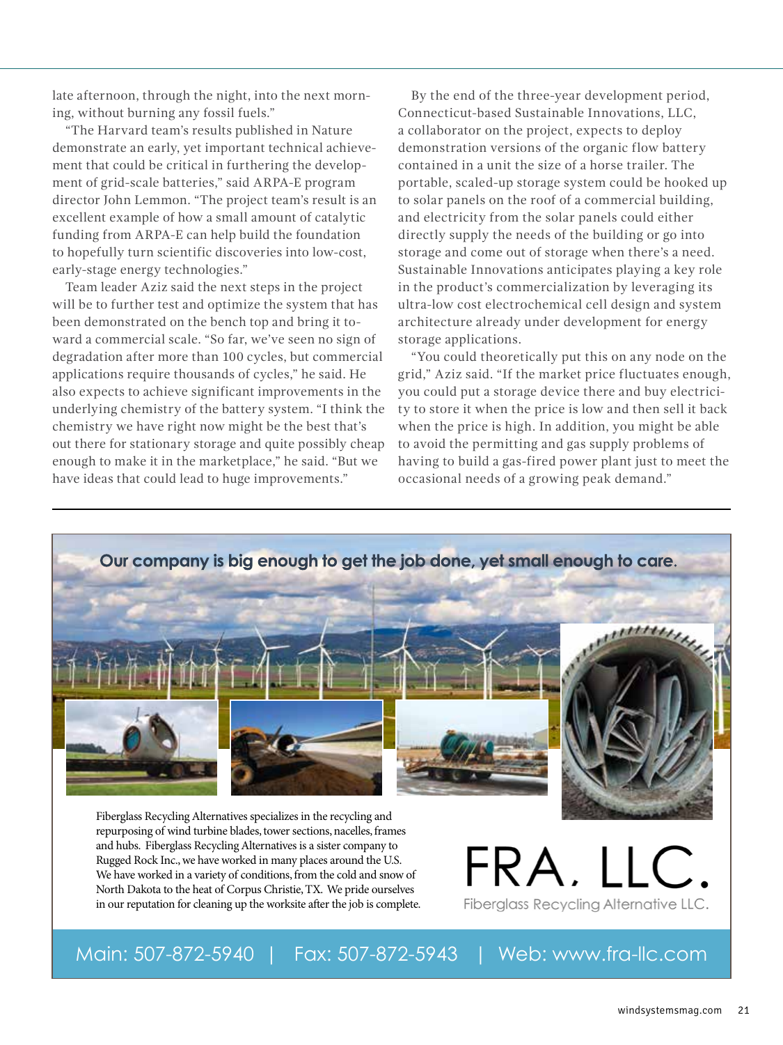late afternoon, through the night, into the next morning, without burning any fossil fuels."

"The Harvard team's results published in Nature demonstrate an early, yet important technical achievement that could be critical in furthering the development of grid-scale batteries," said ARPA-E program director John Lemmon. "The project team's result is an excellent example of how a small amount of catalytic funding from ARPA-E can help build the foundation to hopefully turn scientific discoveries into low-cost, early-stage energy technologies."

Team leader Aziz said the next steps in the project will be to further test and optimize the system that has been demonstrated on the bench top and bring it toward a commercial scale. "So far, we've seen no sign of degradation after more than 100 cycles, but commercial applications require thousands of cycles," he said. He also expects to achieve significant improvements in the underlying chemistry of the battery system. "I think the chemistry we have right now might be the best that's out there for stationary storage and quite possibly cheap enough to make it in the marketplace," he said. "But we have ideas that could lead to huge improvements."

By the end of the three-year development period, Connecticut-based Sustainable Innovations, LLC, a collaborator on the project, expects to deploy demonstration versions of the organic flow battery contained in a unit the size of a horse trailer. The portable, scaled-up storage system could be hooked up to solar panels on the roof of a commercial building, and electricity from the solar panels could either directly supply the needs of the building or go into storage and come out of storage when there's a need. Sustainable Innovations anticipates playing a key role in the product's commercialization by leveraging its ultra-low cost electrochemical cell design and system architecture already under development for energy storage applications.

"You could theoretically put this on any node on the grid," Aziz said. "If the market price fluctuates enough, you could put a storage device there and buy electricity to store it when the price is low and then sell it back when the price is high. In addition, you might be able to avoid the permitting and gas supply problems of having to build a gas-fired power plant just to meet the occasional needs of a growing peak demand."

---

**Our company is big enough to get the job done, yet small enough to care.**

Fiberglass Recycling Alternatives specializes in the recycling and repurposing of wind turbine blades, tower sections, nacelles, frames and hubs. Fiberglass Recycling Alternatives is a sister company to Rugged Rock Inc., we have worked in many places around the U.S. We have worked in a variety of conditions, from the cold and snow of North Dakota to the heat of Corpus Christie, TX. We pride ourselves in our reputation for cleaning up the worksite after the job is complete.

FRA. LLC.

Fiberglass Recycling Alternative LLC.

Main: 507-872-5940 | Fax: 507-872-5943 | Web: www.fra-llc.com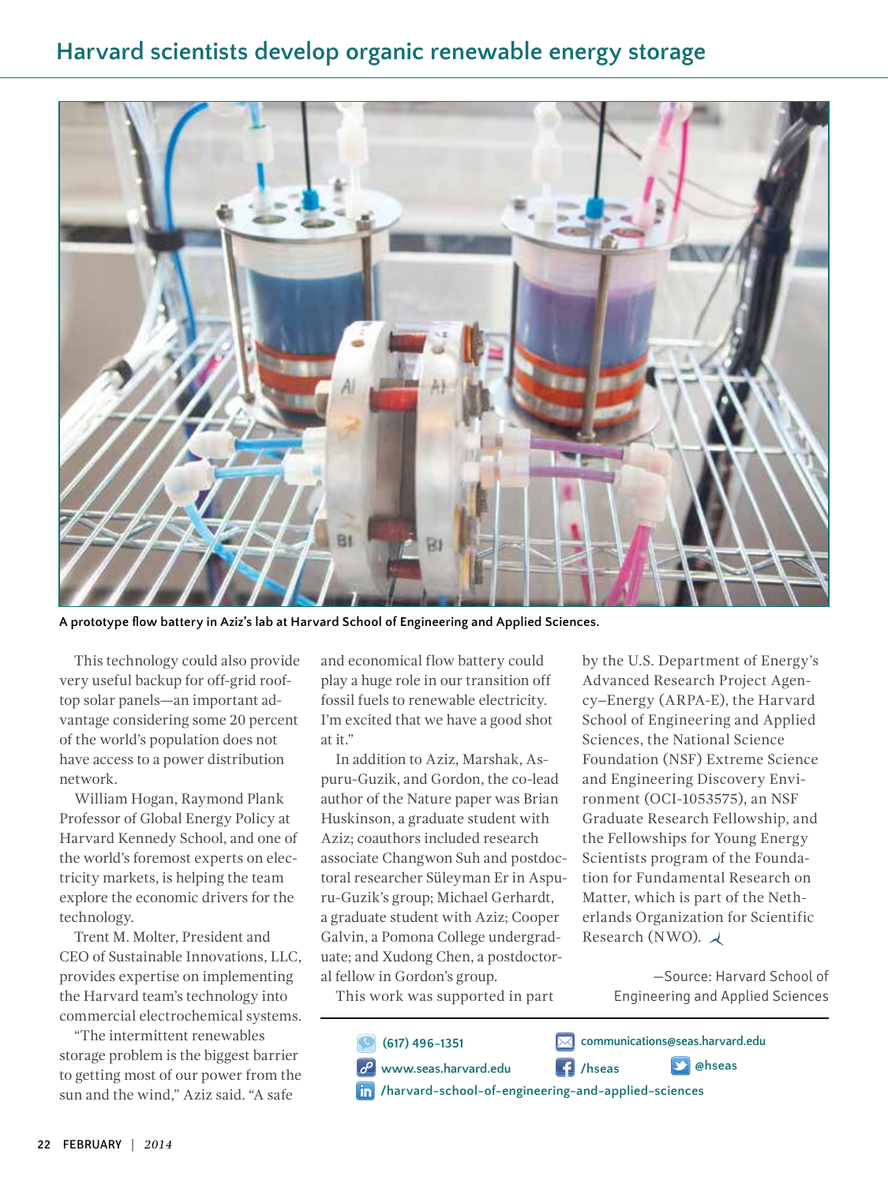## Harvard scientists develop organic renewable energy storage

A prototype flow battery in Aziz's lab at Harvard School of Engineering and Applied Sciences.

This technology could also provide very useful backup for off-grid rooftop solar panels—an important advantage considering some 20 percent of the world's population does not have access to a power distribution network.

William Hogan, Raymond Plank Professor of Global Energy Policy at Harvard Kennedy School, and one of the world's foremost experts on electricity markets, is helping the team explore the economic drivers for the technology.

Trent M. Molter, President and CEO of Sustainable Innovations, LLC, provides expertise on implementing the Harvard team's technology into commercial electrochemical systems.

"The intermittent renewables storage problem is the biggest barrier to getting most of our power from the sun and the wind," Aziz said. "A safe and economical flow battery could play a huge role in our transition off fossil fuels to renewable electricity. I'm excited that we have a good shot at it."

In addition to Aziz, Marshak, Aspuru-Guzik, and Gordon, the co-lead author of the Nature paper was Brian Huskinson, a graduate student with Aziz; coauthors included research associate Changwon Suh and postdoctoral researcher Süleyman Er in Aspuru-Guzik's group; Michael Gerhardt, a graduate student with Aziz; Cooper Galvin, a Pomona College undergraduate; and Xudong Chen, a postdoctoral fellow in Gordon's group.

This work was supported in part by the U.S. Department of Energy's Advanced Research Project Agency–Energy (ARPA-E), the Harvard School of Engineering and Applied Sciences, the National Science Foundation (NSF) Extreme Science and Engineering Discovery Environment (OCI-1053575), an NSF Graduate Research Fellowship, and the Fellowships for Young Energy Scientists program of the Foundation for Fundamental Research on Matter, which is part of the Netherlands Organization for Scientific Research (NWO).

—Source: Harvard School of Engineering and Applied Sciences

(617) 496-1351
communications@seas.harvard.edu
www.seas.harvard.edu
/hseas
@hseas
/harvard-school-of-engineering-and-applied-sciences